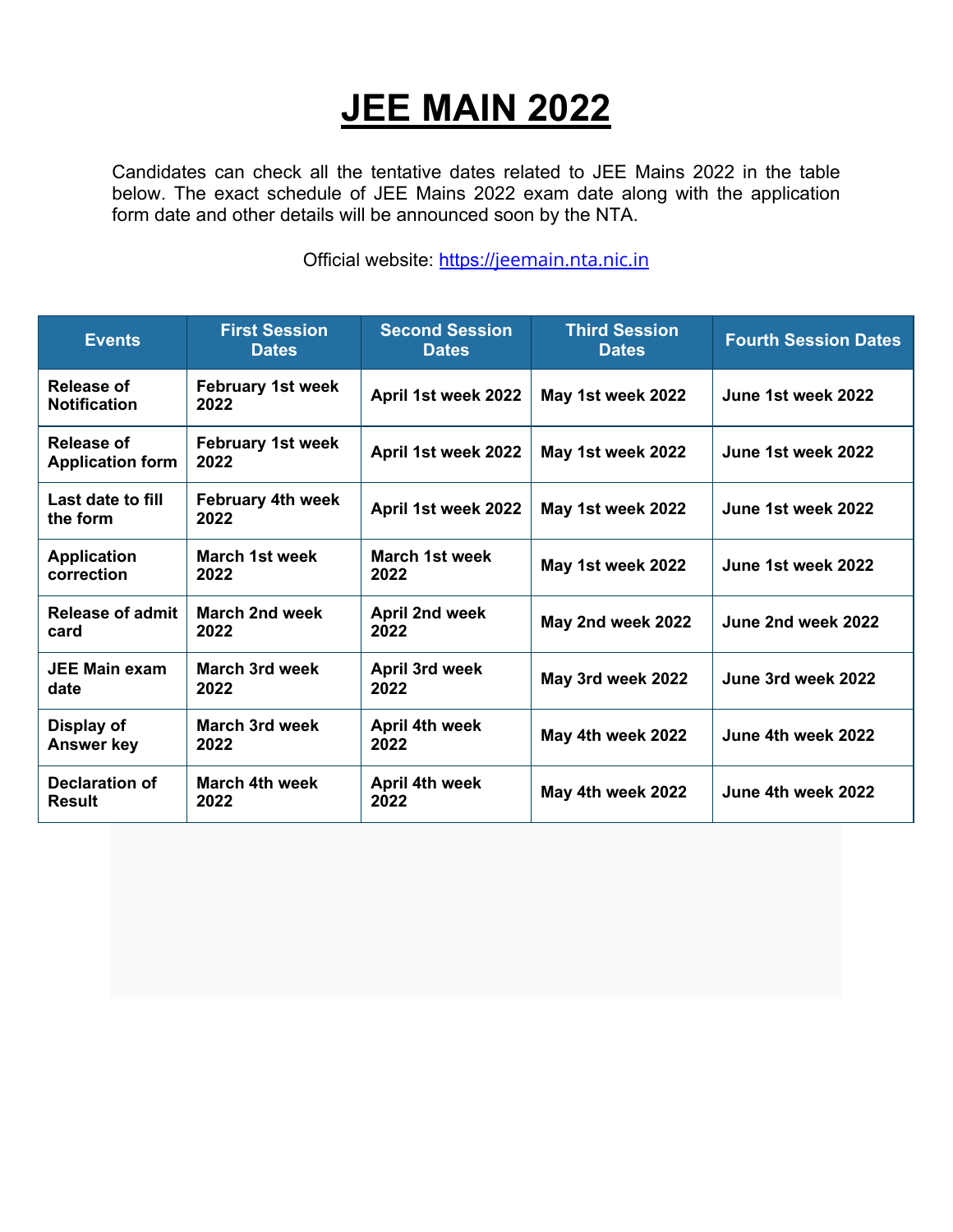# JEE MAIN 2022

Candidates can check all the tentative dates related to JEE Mains 2022 in the table below. The exact schedule of JEE Mains 2022 exam date along with the application form date and other details will be announced soon by the NTA.

Official website: [https://jeemain.nta.nic.in](https://jeemain.nta.nic.in)

| Events | First Session Dates | Second Session Dates | Third Session Dates | Fourth Session Dates |
|---|---|---|---|---|
| **Release of Notification** | **February 1st week 2022** | **April 1st week 2022** | **May 1st week 2022** | **June 1st week 2022** |
| **Release of Application form** | **February 1st week 2022** | **April 1st week 2022** | **May 1st week 2022** | **June 1st week 2022** |
| **Last date to fill the form** | **February 4th week 2022** | **April 1st week 2022** | **May 1st week 2022** | **June 1st week 2022** |
| **Application correction** | **March 1st week 2022** | **March 1st week 2022** | **May 1st week 2022** | **June 1st week 2022** |
| **Release of admit card** | **March 2nd week 2022** | **April 2nd week 2022** | **May 2nd week 2022** | **June 2nd week 2022** |
| **JEE Main exam date** | **March 3rd week 2022** | **April 3rd week 2022** | **May 3rd week 2022** | **June 3rd week 2022** |
| **Display of Answer key** | **March 3rd week 2022** | **April 4th week 2022** | **May 4th week 2022** | **June 4th week 2022** |
| **Declaration of Result** | **March 4th week 2022** | **April 4th week 2022** | **May 4th week 2022** | **June 4th week 2022** |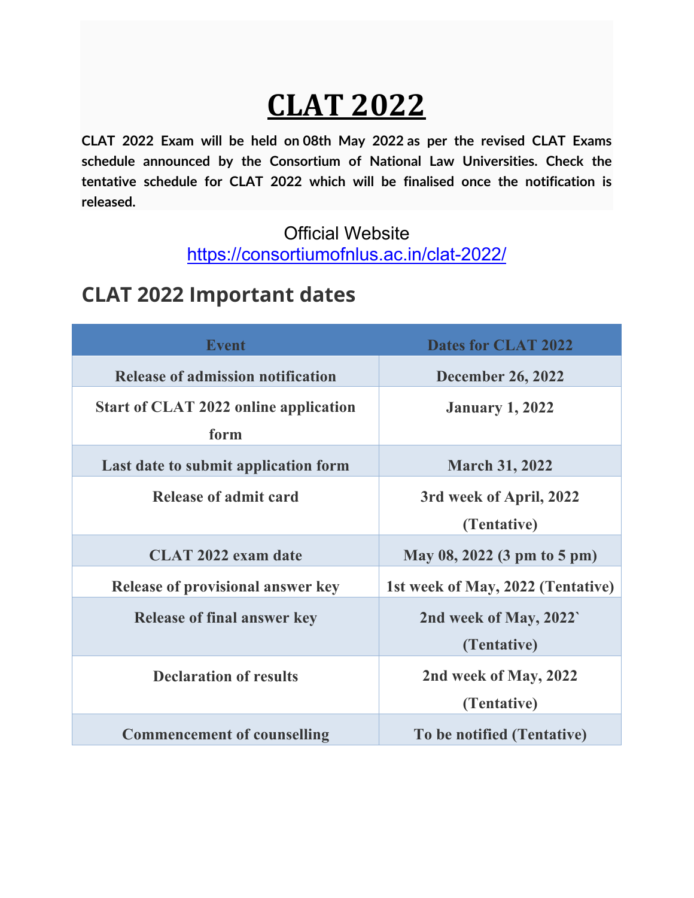# CLAT 2022

**CLAT 2022 Exam will be held on 08th May 2022 as per the revised CLAT Exams schedule announced by the Consortium of National Law Universities. Check the tentative schedule for CLAT 2022 which will be finalised once the notification is released.**

Official Website
https://consortiumofnlus.ac.in/clat-2022/

## CLAT 2022 Important dates

| Event | Dates for CLAT 2022 |
|---|---|
| Release of admission notification | December 26, 2022 |
| Start of CLAT 2022 online application form | January 1, 2022 |
| Last date to submit application form | March 31, 2022 |
| Release of admit card | 3rd week of April, 2022 (Tentative) |
| CLAT 2022 exam date | May 08, 2022 (3 pm to 5 pm) |
| Release of provisional answer key | 1st week of May, 2022 (Tentative) |
| Release of final answer key | 2nd week of May, 2022` (Tentative) |
| Declaration of results | 2nd week of May, 2022 (Tentative) |
| Commencement of counselling | To be notified (Tentative) |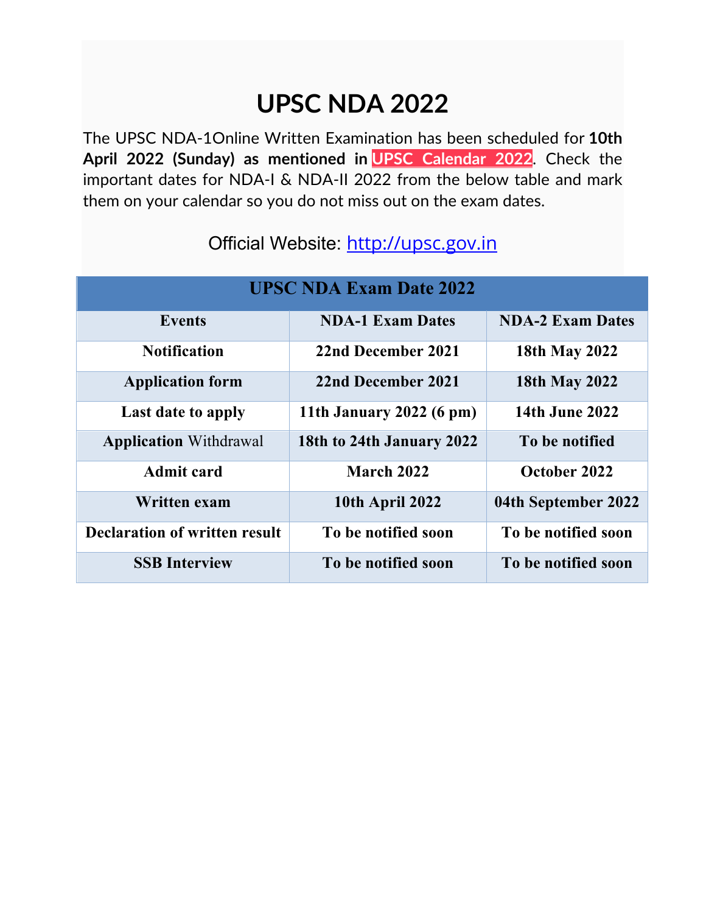# UPSC NDA 2022

The UPSC NDA-1Online Written Examination has been scheduled for **10th April 2022 (Sunday) as mentioned in** UPSC Calendar 2022. Check the important dates for NDA-I & NDA-II 2022 from the below table and mark them on your calendar so you do not miss out on the exam dates.

Official Website: http://upsc.gov.in

| UPSC NDA Exam Date 2022 | | |
|---|---|---|
| **Events** | **NDA-1 Exam Dates** | **NDA-2 Exam Dates** |
| **Notification** | **22nd December 2021** | **18th May 2022** |
| **Application form** | **22nd December 2021** | **18th May 2022** |
| **Last date to apply** | **11th January 2022 (6 pm)** | **14th June 2022** |
| **Application** Withdrawal | **18th to 24th January 2022** | **To be notified** |
| **Admit card** | **March 2022** | **October 2022** |
| **Written exam** | **10th April 2022** | **04th September 2022** |
| **Declaration of written result** | **To be notified soon** | **To be notified soon** |
| **SSB Interview** | **To be notified soon** | **To be notified soon** |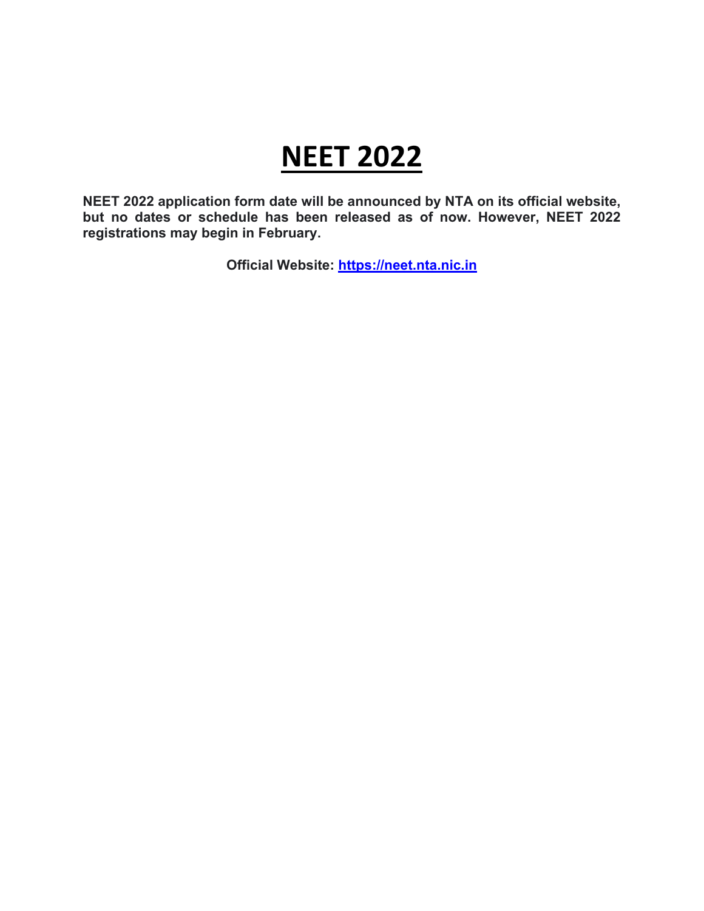# NEET 2022

**NEET 2022 application form date will be announced by NTA on its official website, but no dates or schedule has been released as of now. However, NEET 2022 registrations may begin in February.**

**Official Website: https://neet.nta.nic.in**